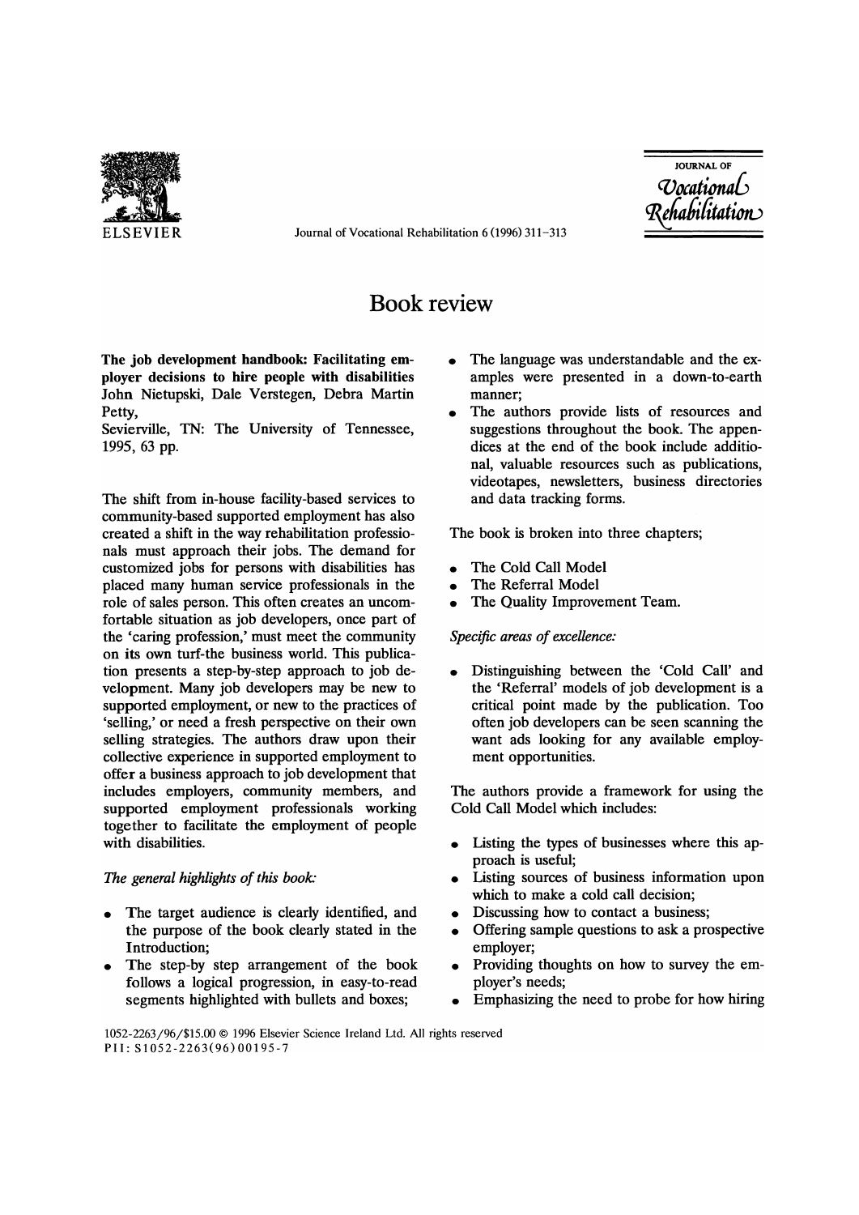# Book review

**The job development handbook: Facilitating employer decisions to hire people with disabilities** John Nietupski, Dale Verstegen, Debra Martin Petty,
Sevierville, TN: The University of Tennessee, 1995, 63 pp.

The shift from in-house facility-based services to community-based supported employment has also created a shift in the way rehabilitation professionals must approach their jobs. The demand for customized jobs for persons with disabilities has placed many human service professionals in the role of sales person. This often creates an uncomfortable situation as job developers, once part of the 'caring profession,' must meet the community on its own turf-the business world. This publication presents a step-by-step approach to job development. Many job developers may be new to supported employment, or new to the practices of 'selling,' or need a fresh perspective on their own selling strategies. The authors draw upon their collective experience in supported employment to offer a business approach to job development that includes employers, community members, and supported employment professionals working together to facilitate the employment of people with disabilities.

*The general highlights of this book:*

- The target audience is clearly identified, and the purpose of the book clearly stated in the Introduction;
- The step-by step arrangement of the book follows a logical progression, in easy-to-read segments highlighted with bullets and boxes;
- The language was understandable and the examples were presented in a down-to-earth manner;
- The authors provide lists of resources and suggestions throughout the book. The appendices at the end of the book include additional, valuable resources such as publications, videotapes, newsletters, business directories and data tracking forms.

The book is broken into three chapters;

- The Cold Call Model
- The Referral Model
- The Quality Improvement Team.

*Specific areas of excellence:*

- Distinguishing between the 'Cold Call' and the 'Referral' models of job development is a critical point made by the publication. Too often job developers can be seen scanning the want ads looking for any available employment opportunities.

The authors provide a framework for using the Cold Call Model which includes:

- Listing the types of businesses where this approach is useful;
- Listing sources of business information upon which to make a cold call decision;
- Discussing how to contact a business;
- Offering sample questions to ask a prospective employer;
- Providing thoughts on how to survey the employer's needs;
- Emphasizing the need to probe for how hiring

1052-2263/96/$15.00 © 1996 Elsevier Science Ireland Ltd. All rights reserved
PII: S1052-2263(96)00195-7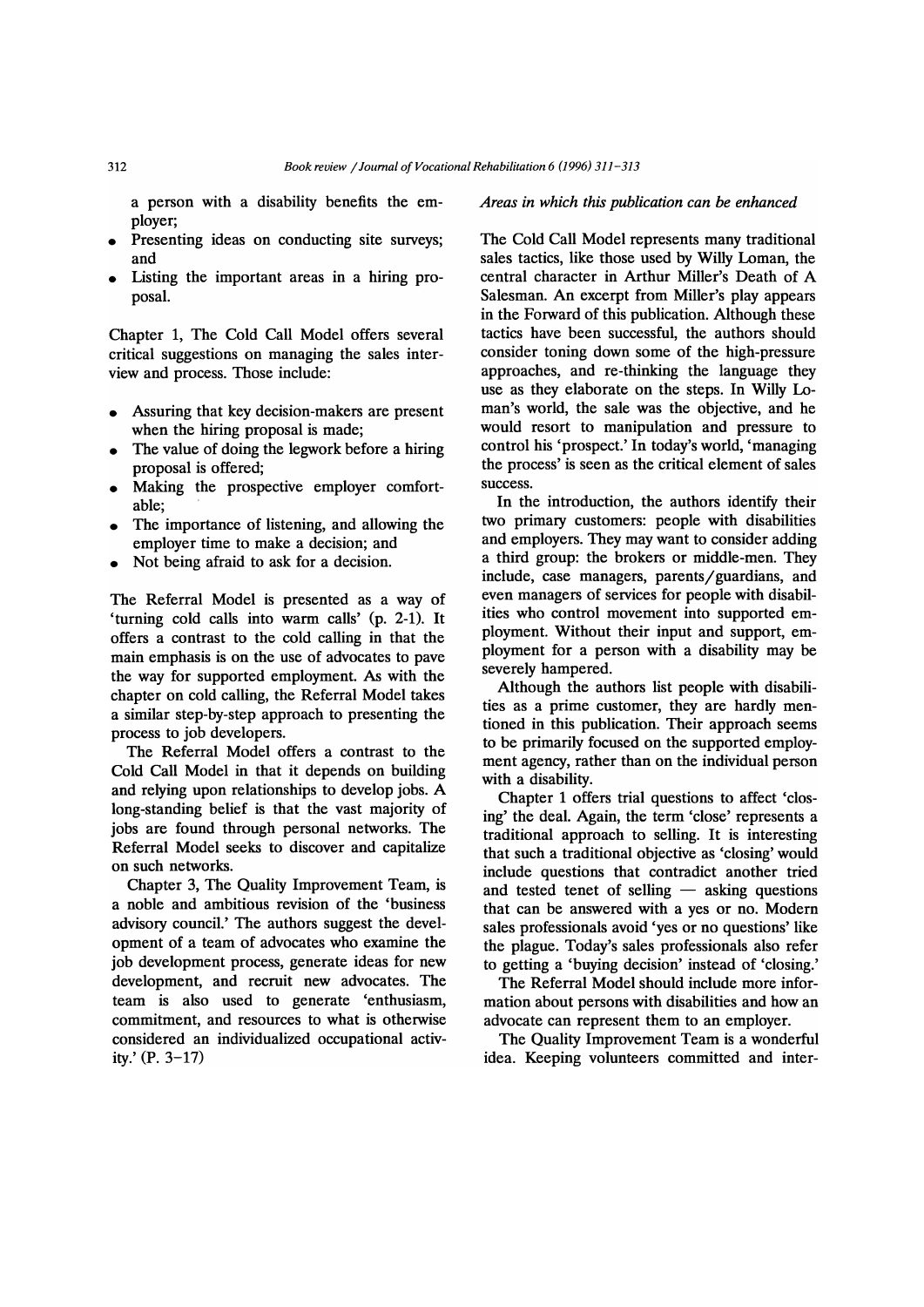a person with a disability benefits the employer;
- Presenting ideas on conducting site surveys; and
- Listing the important areas in a hiring proposal.

Chapter 1, The Cold Call Model offers several critical suggestions on managing the sales interview and process. Those include:

- Assuring that key decision-makers are present when the hiring proposal is made;
- The value of doing the legwork before a hiring proposal is offered;
- Making the prospective employer comfortable;
- The importance of listening, and allowing the employer time to make a decision; and
- Not being afraid to ask for a decision.

The Referral Model is presented as a way of 'turning cold calls into warm calls' (p. 2-1). It offers a contrast to the cold calling in that the main emphasis is on the use of advocates to pave the way for supported employment. As with the chapter on cold calling, the Referral Model takes a similar step-by-step approach to presenting the process to job developers.

The Referral Model offers a contrast to the Cold Call Model in that it depends on building and relying upon relationships to develop jobs. A long-standing belief is that the vast majority of jobs are found through personal networks. The Referral Model seeks to discover and capitalize on such networks.

Chapter 3, The Quality Improvement Team, is a noble and ambitious revision of the 'business advisory council.' The authors suggest the development of a team of advocates who examine the job development process, generate ideas for new development, and recruit new advocates. The team is also used to generate 'enthusiasm, commitment, and resources to what is otherwise considered an individualized occupational activity.' (P. 3–17)

*Areas in which this publication can be enhanced*

The Cold Call Model represents many traditional sales tactics, like those used by Willy Loman, the central character in Arthur Miller's Death of A Salesman. An excerpt from Miller's play appears in the Forward of this publication. Although these tactics have been successful, the authors should consider toning down some of the high-pressure approaches, and re-thinking the language they use as they elaborate on the steps. In Willy Loman's world, the sale was the objective, and he would resort to manipulation and pressure to control his 'prospect.' In today's world, 'managing the process' is seen as the critical element of sales success.

In the introduction, the authors identify their two primary customers: people with disabilities and employers. They may want to consider adding a third group: the brokers or middle-men. They include, case managers, parents/guardians, and even managers of services for people with disabilities who control movement into supported employment. Without their input and support, employment for a person with a disability may be severely hampered.

Although the authors list people with disabilities as a prime customer, they are hardly mentioned in this publication. Their approach seems to be primarily focused on the supported employment agency, rather than on the individual person with a disability.

Chapter 1 offers trial questions to affect 'closing' the deal. Again, the term 'close' represents a traditional approach to selling. It is interesting that such a traditional objective as 'closing' would include questions that contradict another tried and tested tenet of selling — asking questions that can be answered with a yes or no. Modern sales professionals avoid 'yes or no questions' like the plague. Today's sales professionals also refer to getting a 'buying decision' instead of 'closing.'

The Referral Model should include more information about persons with disabilities and how an advocate can represent them to an employer.

The Quality Improvement Team is a wonderful idea. Keeping volunteers committed and inter-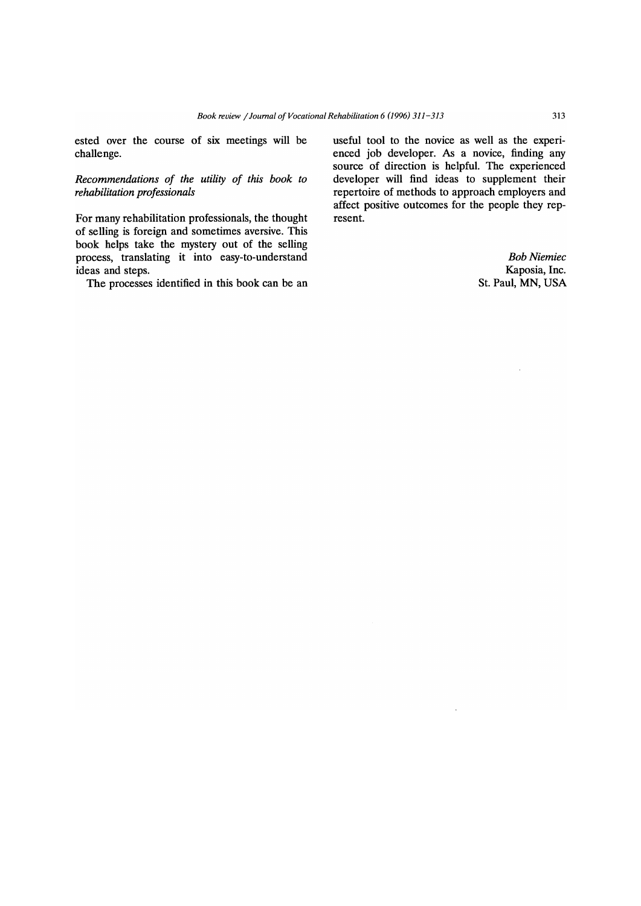ested over the course of six meetings will be challenge.

*Recommendations of the utility of this book to rehabilitation professionals*

For many rehabilitation professionals, the thought of selling is foreign and sometimes aversive. This book helps take the mystery out of the selling process, translating it into easy-to-understand ideas and steps.

The processes identified in this book can be an useful tool to the novice as well as the experienced job developer. As a novice, finding any source of direction is helpful. The experienced developer will find ideas to supplement their repertoire of methods to approach employers and affect positive outcomes for the people they represent.

*Bob Niemiec*
Kaposia, Inc.
St. Paul, MN, USA